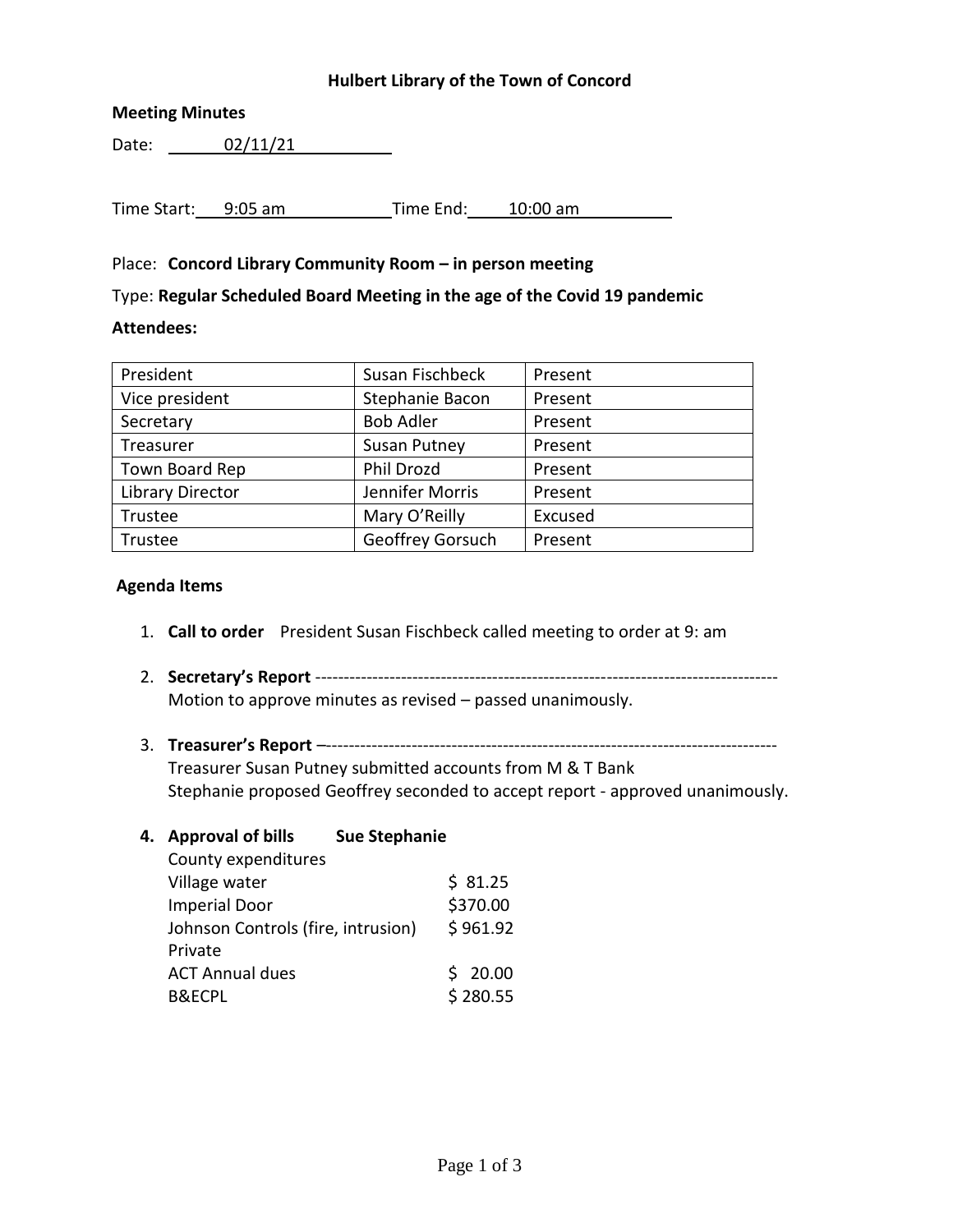# Hulbert Library of the Town of Concord

**Meeting Minutes**

Date: 02/11/21

Time Start: 9:05 am Time End: 10:00 am

Place: **Concord Library Community Room – in person meeting**

Type: **Regular Scheduled Board Meeting in the age of the Covid 19 pandemic**

**Attendees:**

| President | Susan Fischbeck | Present |
|---|---|---|
| Vice president | Stephanie Bacon | Present |
| Secretary | Bob Adler | Present |
| Treasurer | Susan Putney | Present |
| Town Board Rep | Phil Drozd | Present |
| Library Director | Jennifer Morris | Present |
| Trustee | Mary O'Reilly | Excused |
| Trustee | Geoffrey Gorsuch | Present |

**Agenda Items**

1. **Call to order** President Susan Fischbeck called meeting to order at 9: am

2. **Secretary's Report** -------------------------------------------------------------------------------
   Motion to approve minutes as revised – passed unanimously.

3. **Treasurer's Report** –-----------------------------------------------------------------------------
   Treasurer Susan Putney submitted accounts from M & T Bank
   Stephanie proposed Geoffrey seconded to accept report - approved unanimously.

4. **Approval of bills Sue Stephanie**

   County expenditures

   | | |
   |---|---|
   | Village water | \$ 81.25 |
   | Imperial Door | \$370.00 |
   | Johnson Controls (fire, intrusion) | \$ 961.92 |

   Private

   | | |
   |---|---|
   | ACT Annual dues | \$ 20.00 |
   | B&ECPL | \$ 280.55 |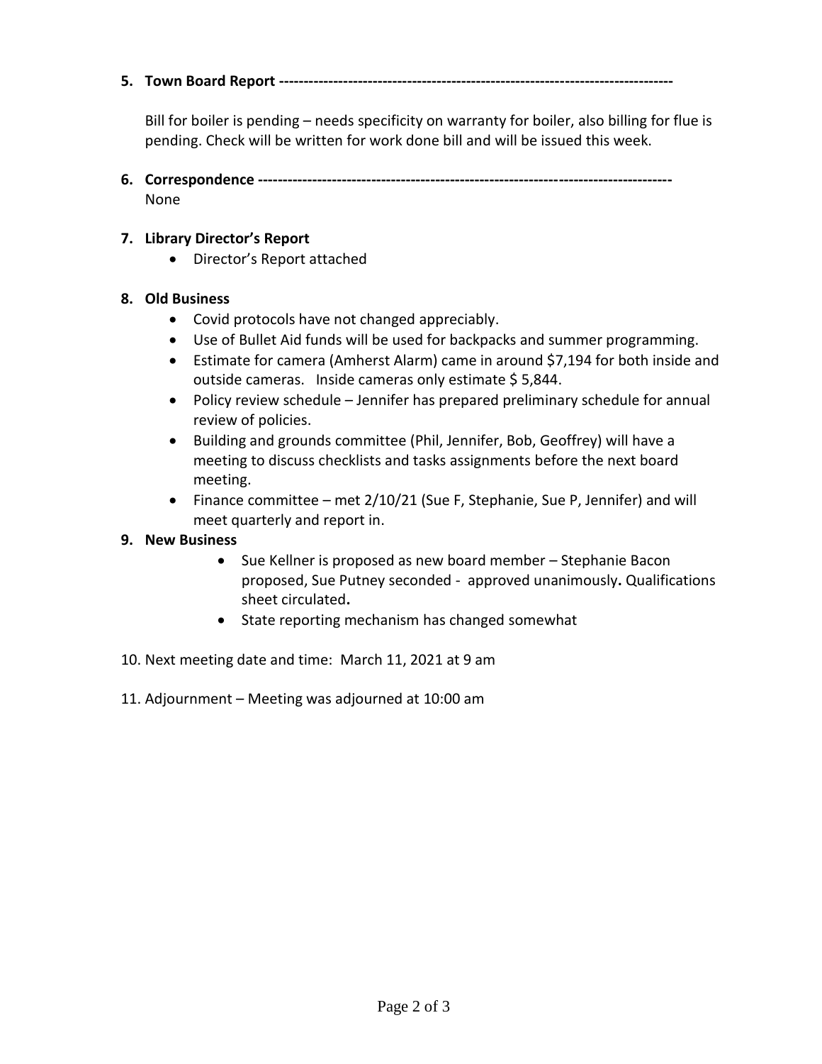5. **Town Board Report** ------------------------------------------------------------------------------

   Bill for boiler is pending – needs specificity on warranty for boiler, also billing for flue is pending. Check will be written for work done bill and will be issued this week.

6. **Correspondence** -----------------------------------------------------------------------------------
   None

7. **Library Director's Report**
   - Director's Report attached

8. **Old Business**
   - Covid protocols have not changed appreciably.
   - Use of Bullet Aid funds will be used for backpacks and summer programming.
   - Estimate for camera (Amherst Alarm) came in around $7,194 for both inside and outside cameras. Inside cameras only estimate $ 5,844.
   - Policy review schedule – Jennifer has prepared preliminary schedule for annual review of policies.
   - Building and grounds committee (Phil, Jennifer, Bob, Geoffrey) will have a meeting to discuss checklists and tasks assignments before the next board meeting.
   - Finance committee – met 2/10/21 (Sue F, Stephanie, Sue P, Jennifer) and will meet quarterly and report in.

9. **New Business**
   - Sue Kellner is proposed as new board member – Stephanie Bacon proposed, Sue Putney seconded - approved unanimously**.** Qualifications sheet circulated**.**
   - State reporting mechanism has changed somewhat

10. Next meeting date and time: March 11, 2021 at 9 am

11. Adjournment – Meeting was adjourned at 10:00 am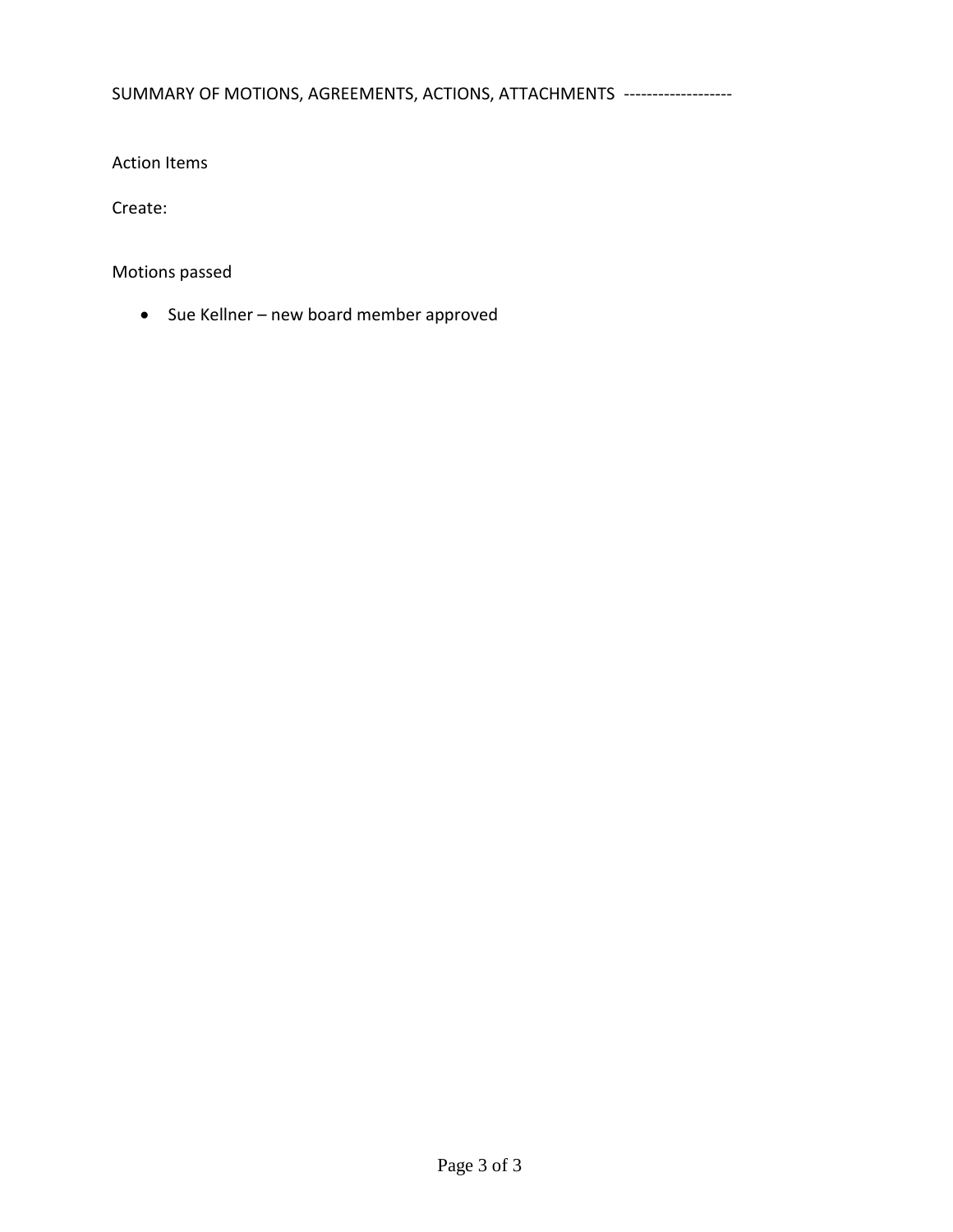SUMMARY OF MOTIONS, AGREEMENTS, ACTIONS, ATTACHMENTS -------------------

Action Items

Create:

Motions passed

- Sue Kellner – new board member approved